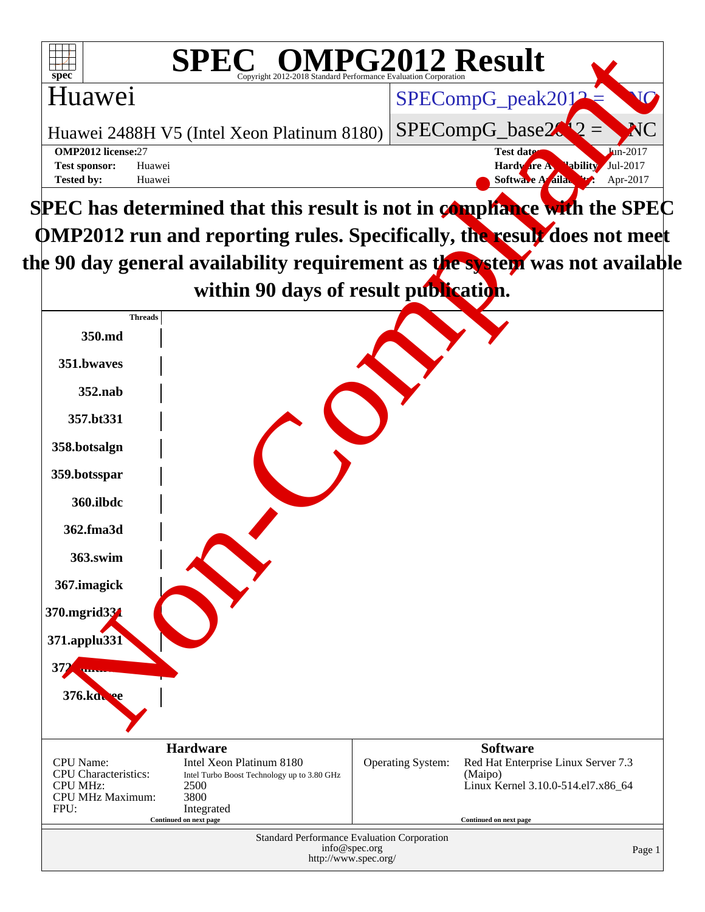# SPEC OMPG2012 Result

Copyright 2012-2018 Standard Performance Evaluation Corporation

## Huawei

Huawei 2488H V5 (Intel Xeon Platinum 8180)

SPECompG_peak2012 = NC

SPECompG_base2012 = NC

**OMP2012 license:** 27
**Test sponsor:** Huawei
**Tested by:** Huawei

**Test date:** Jun-2017
**Hardware Availability:** Jul-2017
**Software Availability:** Apr-2017

**SPEC has determined that this result is not in compliance with the SPEC OMP2012 run and reporting rules. Specifically, the result does not meet the 90 day general availability requirement as the system was not available within 90 days of result publication.**

Non-Compliant

| Threads |
|---|
| **350.md** |
| **351.bwaves** |
| **352.nab** |
| **357.bt331** |
| **358.botsalgn** |
| **359.botsspar** |
| **360.ilbdc** |
| **362.fma3d** |
| **363.swim** |
| **367.imagick** |
| **370.mgrid331** |
| **371.applu331** |
| **372.smithwa** |
| **376.kdtree** |

### Hardware

| | |
|---|---|
| CPU Name: | Intel Xeon Platinum 8180 |
| CPU Characteristics: | Intel Turbo Boost Technology up to 3.80 GHz |
| CPU MHz: | 2500 |
| CPU MHz Maximum: | 3800 |
| FPU: | Integrated |

Continued on next page

### Software

| | |
|---|---|
| Operating System: | Red Hat Enterprise Linux Server 7.3 (Maipo) Linux Kernel 3.10.0-514.el7.x86_64 |

Continued on next page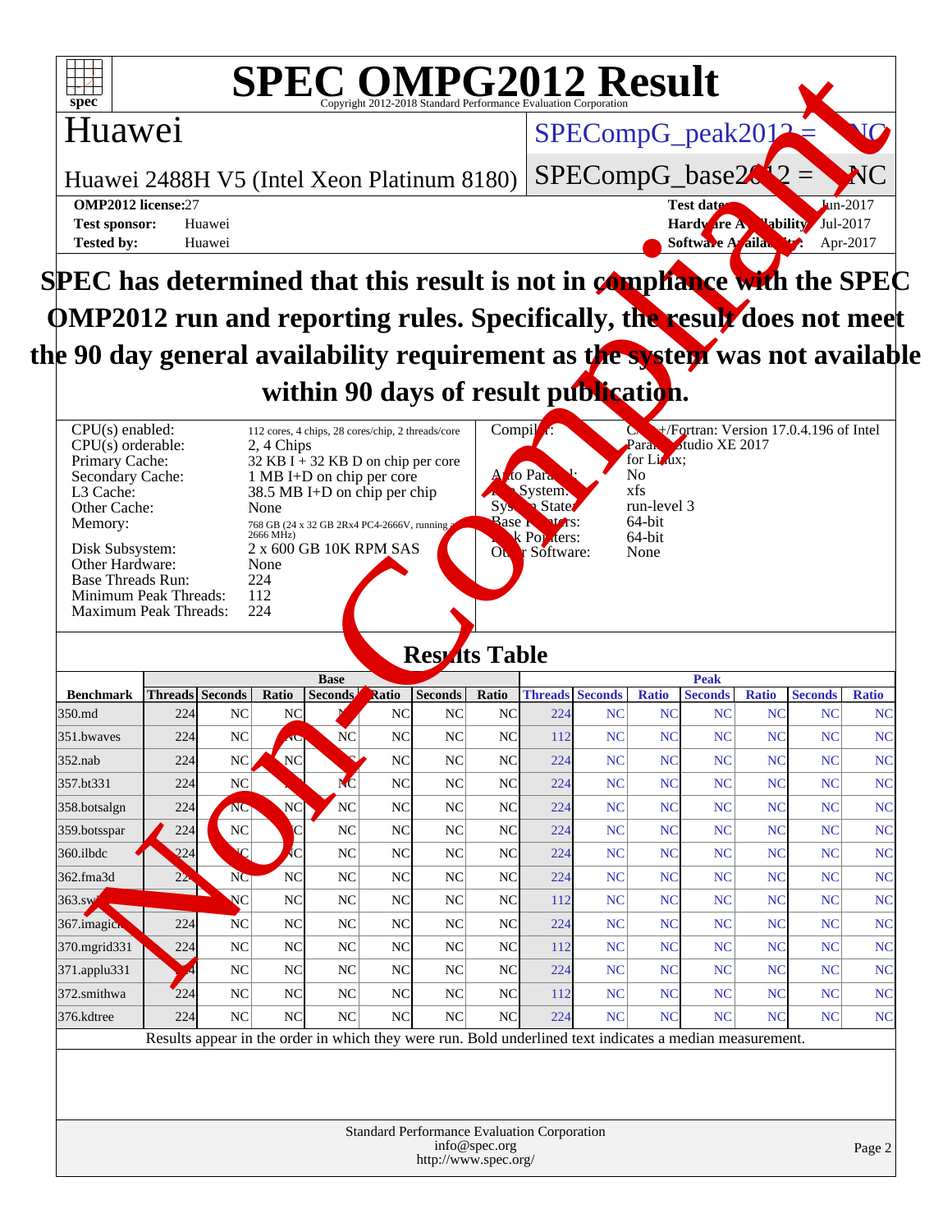# SPEC OMPG2012 Result

Copyright 2012-2018 Standard Performance Evaluation Corporation

## Huawei

Huawei 2488H V5 (Intel Xeon Platinum 8180)

SPECompG_peak2012 = NC

SPECompG_base2012 = NC

| | | | |
|---|---|---|---|
| **OMP2012 license:** 27 | | **Test date:** | Jun-2017 |
| **Test sponsor:** | Huawei | **Hardware Availability:** | Jul-2017 |
| **Tested by:** | Huawei | **Software Availability:** | Apr-2017 |

**SPEC has determined that this result is not in compliance with the SPEC OMP2012 run and reporting rules. Specifically, the result does not meet the 90 day general availability requirement as the system was not available within 90 days of result publication.**

| | |
|---|---|
| CPU(s) enabled: | 112 cores, 4 chips, 28 cores/chip, 2 threads/core |
| CPU(s) orderable: | 2, 4 Chips |
| Primary Cache: | 32 KB I + 32 KB D on chip per core |
| Secondary Cache: | 1 MB I+D on chip per core |
| L3 Cache: | 38.5 MB I+D on chip per chip |
| Other Cache: | None |
| Memory: | 768 GB (24 x 32 GB 2Rx4 PC4-2666V, running at 2666 MHz) |
| Disk Subsystem: | 2 x 600 GB 10K RPM SAS |
| Other Hardware: | None |
| Base Threads Run: | 224 |
| Minimum Peak Threads: | 112 |
| Maximum Peak Threads: | 224 |

| | |
|---|---|
| Compiler: | C/C++/Fortran: Version 17.0.4.196 of Intel Parallel Studio XE 2017 for Linux; |
| Auto Parallel: | No |
| File System: | xfs |
| System State: | run-level 3 |
| Base Pointers: | 64-bit |
| Peak Pointers: | 64-bit |
| Other Software: | None |

## Results Table

| Benchmark | Base | | | | | | | Peak | | | | | | |
|---|---|---|---|---|---|---|---|---|---|---|---|---|---|---|
| | Threads | Seconds | Ratio | Seconds | Ratio | Seconds | Ratio | Threads | Seconds | Ratio | Seconds | Ratio | Seconds | Ratio |
| 350.md | 224 | NC | NC | NC | NC | NC | NC | 224 | NC | NC | NC | NC | NC | NC |
| 351.bwaves | 224 | NC | NC | NC | NC | NC | NC | 112 | NC | NC | NC | NC | NC | NC |
| 352.nab | 224 | NC | NC | NC | NC | NC | NC | 224 | NC | NC | NC | NC | NC | NC |
| 357.bt331 | 224 | NC | NC | NC | NC | NC | NC | 224 | NC | NC | NC | NC | NC | NC |
| 358.botsalgn | 224 | NC | NC | NC | NC | NC | NC | 224 | NC | NC | NC | NC | NC | NC |
| 359.botsspar | 224 | NC | NC | NC | NC | NC | NC | 224 | NC | NC | NC | NC | NC | NC |
| 360.ilbdc | 224 | NC | NC | NC | NC | NC | NC | 224 | NC | NC | NC | NC | NC | NC |
| 362.fma3d | 224 | NC | NC | NC | NC | NC | NC | 224 | NC | NC | NC | NC | NC | NC |
| 363.swim | 224 | NC | NC | NC | NC | NC | NC | 112 | NC | NC | NC | NC | NC | NC |
| 367.imagick | 224 | NC | NC | NC | NC | NC | NC | 224 | NC | NC | NC | NC | NC | NC |
| 370.mgrid331 | 224 | NC | NC | NC | NC | NC | NC | 112 | NC | NC | NC | NC | NC | NC |
| 371.applu331 | 224 | NC | NC | NC | NC | NC | NC | 224 | NC | NC | NC | NC | NC | NC |
| 372.smithwa | 224 | NC | NC | NC | NC | NC | NC | 112 | NC | NC | NC | NC | NC | NC |
| 376.kdtree | 224 | NC | NC | NC | NC | NC | NC | 224 | NC | NC | NC | NC | NC | NC |

Results appear in the order in which they were run. Bold underlined text indicates a median measurement.

Standard Performance Evaluation Corporation
info@spec.org
http://www.spec.org/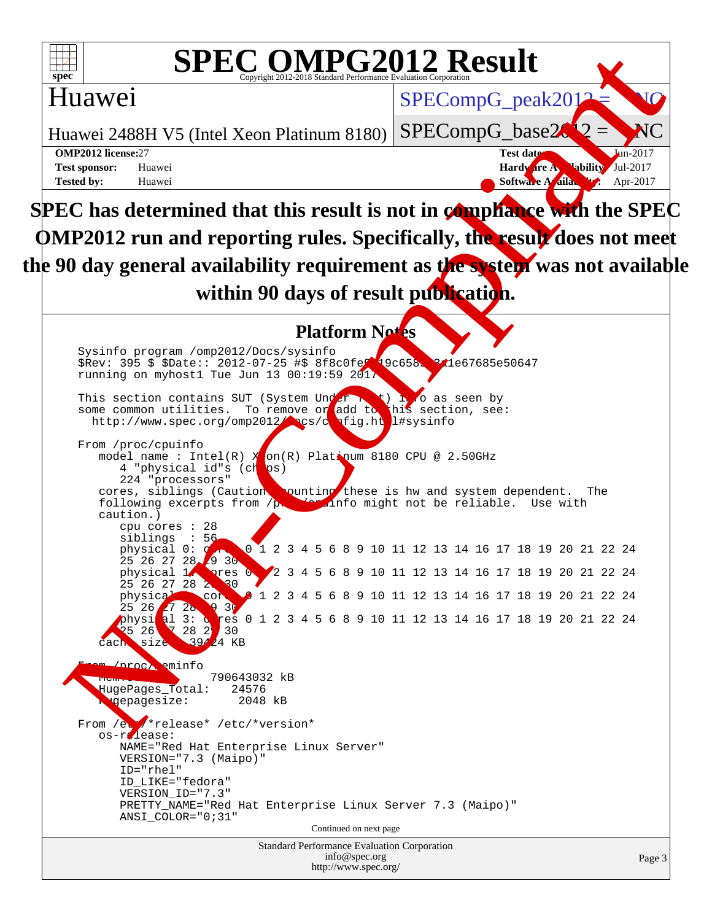# SPEC OMPG2012 Result

Copyright 2012-2018 Standard Performance Evaluation Corporation

**Huawei**

Huawei 2488H V5 (Intel Xeon Platinum 8180)

SPECompG_peak2012 = NC

SPECompG_base2012 = NC

**OMP2012 license:** 27
**Test sponsor:** Huawei
**Tested by:** Huawei

**Test date:** Jun-2017
**Hardware Availability:** Jul-2017
**Software Availability:** Apr-2017

**SPEC has determined that this result is not in compliance with the SPEC OMP2012 run and reporting rules. Specifically, the result does not meet the 90 day general availability requirement as the system was not available within 90 days of result publication.**

## Platform Notes

```
Sysinfo program /omp2012/Docs/sysinfo
$Rev: 395 $ $Date:: 2012-07-25 #$ 8f8c0fe9e19c658963a1e67685e50647
running on myhost1 Tue Jun 13 00:19:59 2017

This section contains SUT (System Under Test) info as seen by
some common utilities.  To remove or add to this section, see:
  http://www.spec.org/omp2012/Docs/config.html#sysinfo

From /proc/cpuinfo
    model name : Intel(R) Xeon(R) Platinum 8180 CPU @ 2.50GHz
       4 "physical id"s (chips)
       224 "processors"
    cores, siblings (Caution: counting these is hw and system dependent.  The
    following excerpts from /proc/cpuinfo might not be reliable.  Use with
    caution.)
       cpu cores : 28
       siblings  : 56
       physical 0: cores 0 1 2 3 4 5 6 8 9 10 11 12 13 14 16 17 18 19 20 21 22 24
       25 26 27 28 29 30
       physical 1: cores 0 1 2 3 4 5 6 8 9 10 11 12 13 14 16 17 18 19 20 21 22 24
       25 26 27 28 29 30
       physical 2: cores 0 1 2 3 4 5 6 8 9 10 11 12 13 14 16 17 18 19 20 21 22 24
       25 26 27 28 29 30
       physical 3: cores 0 1 2 3 4 5 6 8 9 10 11 12 13 14 16 17 18 19 20 21 22 24
       25 26 27 28 29 30
    cache size : 39424 KB

From /proc/meminfo
    MemTotal:       790643032 kB
    HugePages_Total:   24576
    Hugepagesize:       2048 kB

From /etc/*release* /etc/*version*
    os-release:
       NAME="Red Hat Enterprise Linux Server"
       VERSION="7.3 (Maipo)"
       ID="rhel"
       ID_LIKE="fedora"
       VERSION_ID="7.3"
       PRETTY_NAME="Red Hat Enterprise Linux Server 7.3 (Maipo)"
       ANSI_COLOR="0;31"
```

Continued on next page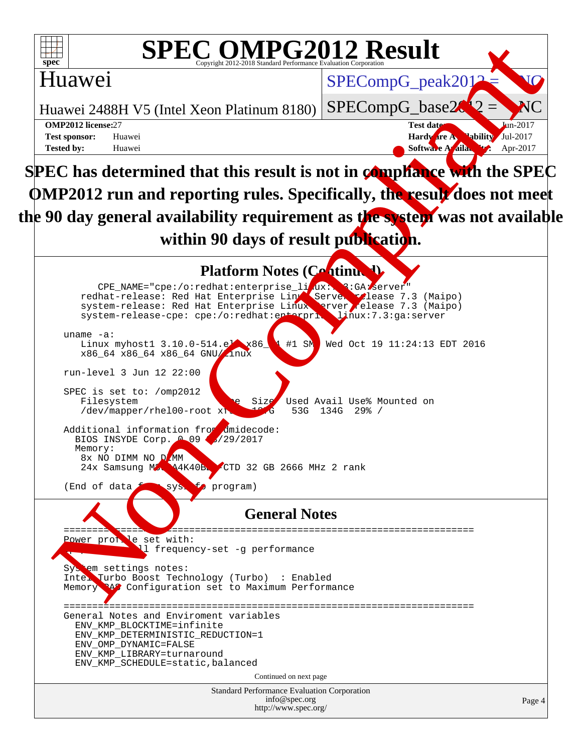# SPEC OMPG2012 Result

Copyright 2012-2018 Standard Performance Evaluation Corporation

## Huawei

Huawei 2488H V5 (Intel Xeon Platinum 8180)

SPECompG_peak2012 = NC

SPECompG_base2012 = NC

**OMP2012 license:** 27
**Test sponsor:** Huawei
**Tested by:** Huawei

**Test date:** Jun-2017
**Hardware Availability:** Jul-2017
**Software Availability:** Apr-2017

**SPEC has determined that this result is not in compliance with the SPEC OMP2012 run and reporting rules. Specifically, the result does not meet the 90 day general availability requirement as the system was not available within 90 days of result publication.**

## Platform Notes (Continued)

```
      CPE_NAME="cpe:/o:redhat:enterprise_linux:7.3:GA:server"
    redhat-release: Red Hat Enterprise Linux Server release 7.3 (Maipo)
    system-release: Red Hat Enterprise Linux Server release 7.3 (Maipo)
    system-release-cpe: cpe:/o:redhat:enterprise_linux:7.3:ga:server

 uname -a:
    Linux myhost1 3.10.0-514.el7.x86_64 #1 SMP Wed Oct 19 11:24:13 EDT 2016
    x86_64 x86_64 x86_64 GNU/Linux

 run-level 3 Jun 12 22:00

 SPEC is set to: /omp2012
    Filesystem              Type  Size  Used Avail Use% Mounted on
    /dev/mapper/rhel00-root xfs   187G   53G  134G  29% /

 Additional information from dmidecode:
   BIOS INSYDE Corp. 0.09 05/29/2017
   Memory:
    8x NO DIMM NO DIMM
    24x Samsung M393A4K40BB2-CTD 32 GB 2666 MHz 2 rank

 (End of data from sysinfo program)
```

## General Notes

```
 ========================================================================
 Power profile set with:
   cpupower-all frequency-set -g performance

 System settings notes:
 Intel Turbo Boost Technology (Turbo)  : Enabled
 Memory RAS Configuration set to Maximum Performance

 ========================================================================
 General Notes and Enviroment variables
   ENV_KMP_BLOCKTIME=infinite
   ENV_KMP_DETERMINISTIC_REDUCTION=1
   ENV_OMP_DYNAMIC=FALSE
   ENV_KMP_LIBRARY=turnaround
   ENV_KMP_SCHEDULE=static,balanced
```

Continued on next page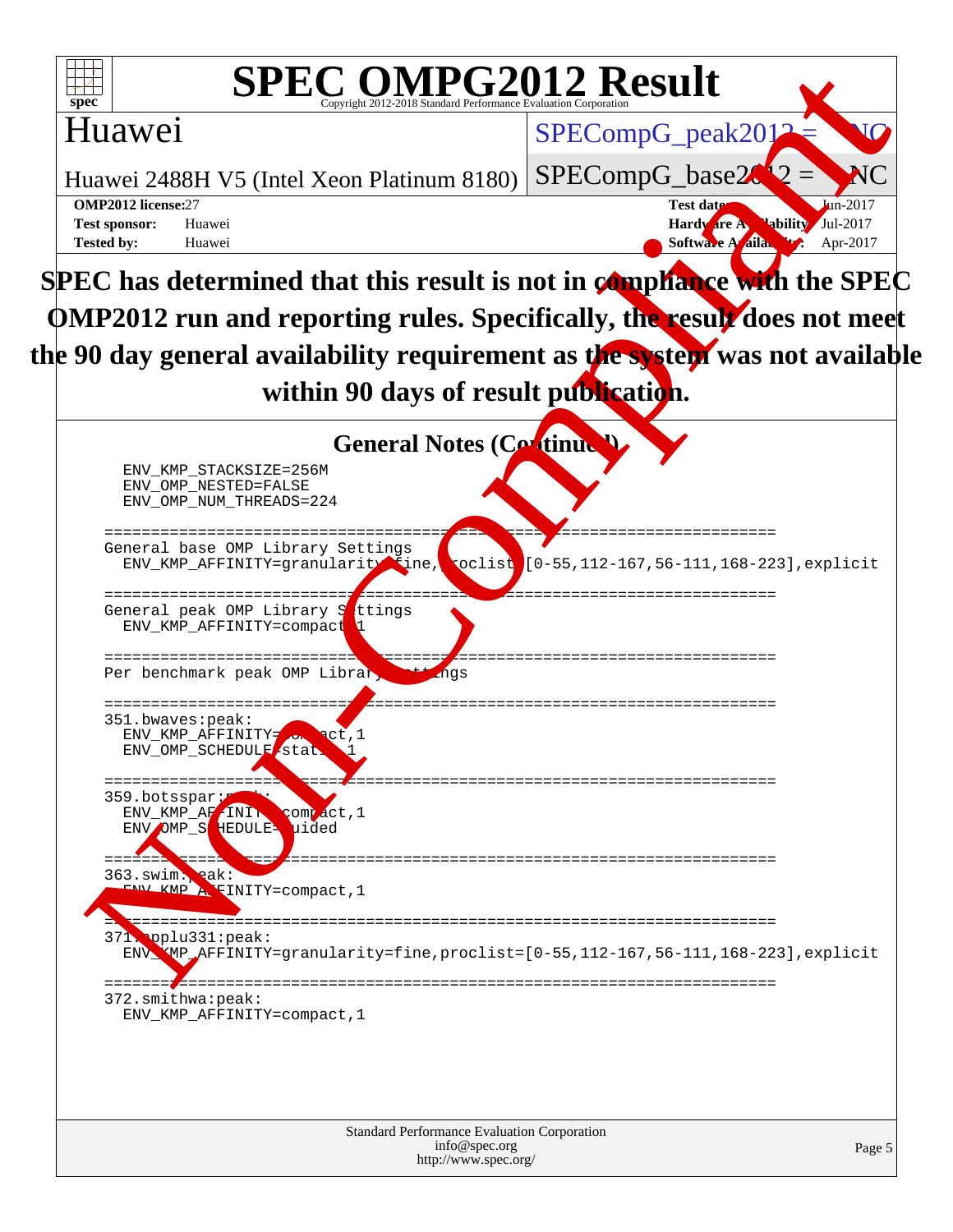# SPEC OMPG2012 Result

Copyright 2012-2018 Standard Performance Evaluation Corporation

Huawei

Huawei 2488H V5 (Intel Xeon Platinum 8180)

SPECompG_peak2012 = NC

SPECompG_base2012 = NC

**OMP2012 license:** 27
**Test sponsor:** Huawei
**Tested by:** Huawei

**Test date:** Jun-2017
**Hardware Availability:** Jul-2017
**Software Availability:** Apr-2017

**SPEC has determined that this result is not in compliance with the SPEC OMP2012 run and reporting rules. Specifically, the result does not meet the 90 day general availability requirement as the system was not available within 90 days of result publication.**

## General Notes (Continued)

```
  ENV_KMP_STACKSIZE=256M
  ENV_OMP_NESTED=FALSE
  ENV_OMP_NUM_THREADS=224

=========================================================================
General base OMP Library Settings
  ENV_KMP_AFFINITY=granularity=fine,proclist=[0-55,112-167,56-111,168-223],explicit

=========================================================================
General peak OMP Library Settings
  ENV_KMP_AFFINITY=compact,1

=========================================================================
Per benchmark peak OMP Library Settings

=========================================================================
351.bwaves:peak:
  ENV_KMP_AFFINITY=compact,1
  ENV_OMP_SCHEDULE=static,1

=========================================================================
359.botsspar:peak:
  ENV_KMP_AFFINITY=compact,1
  ENV_OMP_SCHEDULE=guided

=========================================================================
363.swim:peak:
  ENV_KMP_AFFINITY=compact,1

=========================================================================
371.applu331:peak:
  ENV_KMP_AFFINITY=granularity=fine,proclist=[0-55,112-167,56-111,168-223],explicit

=========================================================================
372.smithwa:peak:
  ENV_KMP_AFFINITY=compact,1
```

Standard Performance Evaluation Corporation
info@spec.org
http://www.spec.org/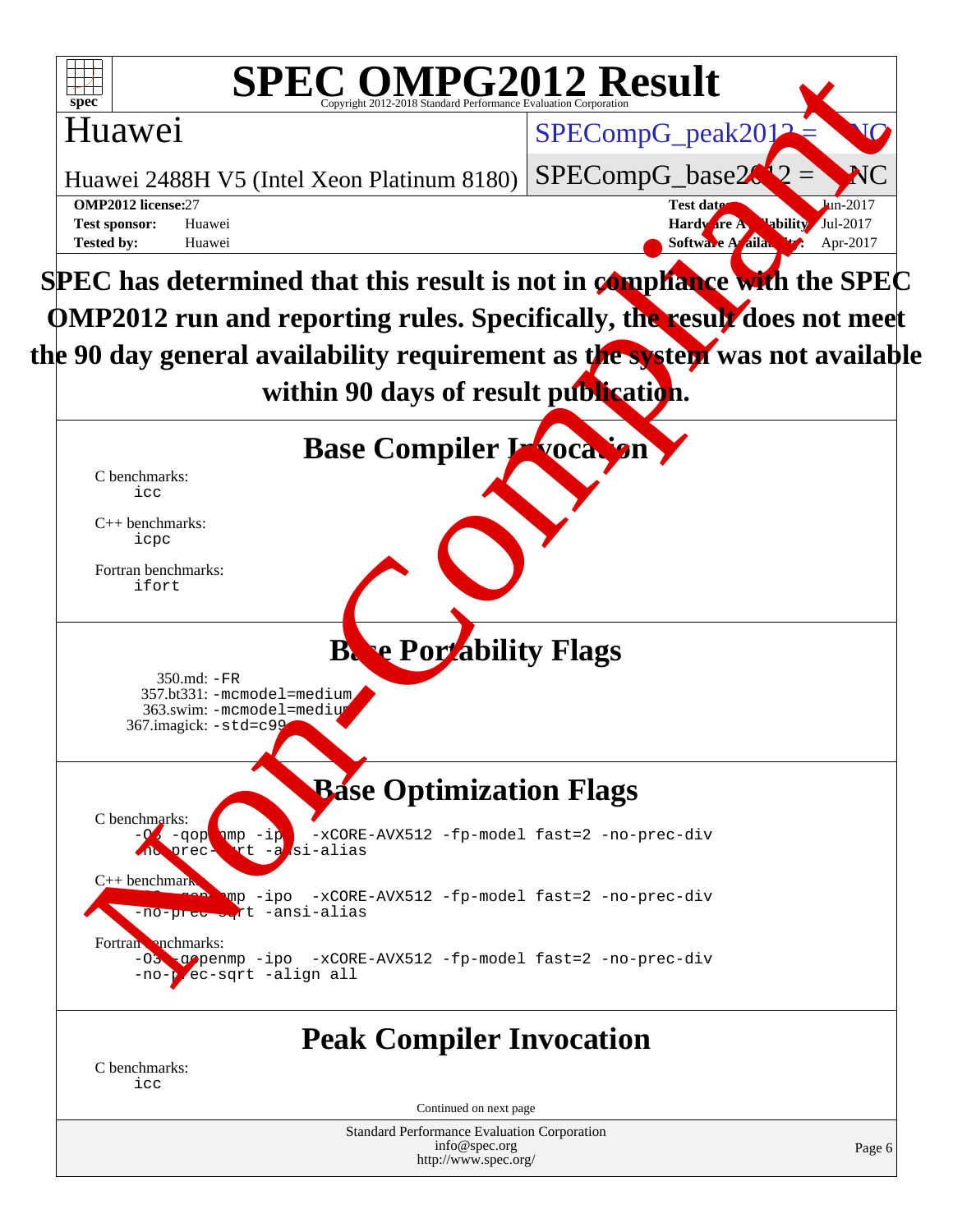# SPEC OMPG2012 Result

Copyright 2012-2018 Standard Performance Evaluation Corporation

**Huawei**

Huawei 2488H V5 (Intel Xeon Platinum 8180)

SPECompG_peak2012 = NC

SPECompG_base2012 = NC

**OMP2012 license:** 27
**Test sponsor:** Huawei
**Tested by:** Huawei

**Test date:** Jun-2017
**Hardware Availability:** Jul-2017
**Software Availability:** Apr-2017

**SPEC has determined that this result is not in compliance with the SPEC OMP2012 run and reporting rules. Specifically, the result does not meet the 90 day general availability requirement as the system was not available within 90 days of result publication.**

## Base Compiler Invocation

C benchmarks:
```
icc
```

C++ benchmarks:
```
icpc
```

Fortran benchmarks:
```
ifort
```

## Base Portability Flags

350.md: `-FR`
357.bt331: `-mcmodel=medium`
363.swim: `-mcmodel=medium`
367.imagick: `-std=c99`

## Base Optimization Flags

C benchmarks:
```
-O3 -qopenmp -ipo -xCORE-AVX512 -fp-model fast=2 -no-prec-div
-no-prec-sqrt -ansi-alias
```

C++ benchmarks:
```
-O3 -qopenmp -ipo -xCORE-AVX512 -fp-model fast=2 -no-prec-div
-no-prec-sqrt -ansi-alias
```

Fortran benchmarks:
```
-O3 -qopenmp -ipo -xCORE-AVX512 -fp-model fast=2 -no-prec-div
-no-prec-sqrt -align all
```

## Peak Compiler Invocation

C benchmarks:
```
icc
```

Continued on next page

Standard Performance Evaluation Corporation
info@spec.org
http://www.spec.org/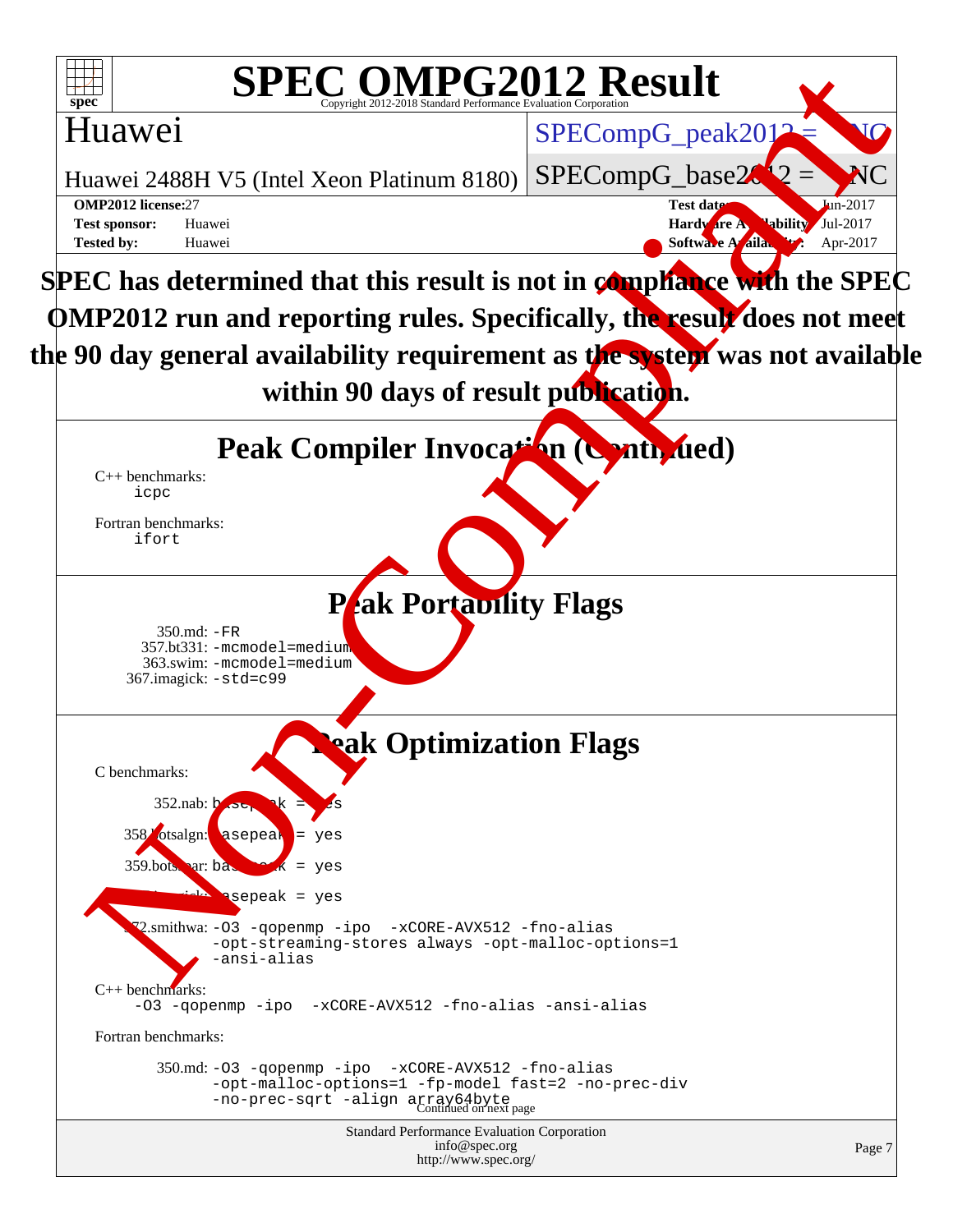# SPEC OMPG2012 Result

Copyright 2012-2018 Standard Performance Evaluation Corporation

Huawei

Huawei 2488H V5 (Intel Xeon Platinum 8180)

SPECompG_peak2012 = NC

SPECompG_base2012 = NC

**OMP2012 license:** 27 | **Test date:** Jun-2017
**Test sponsor:** Huawei | **Hardware Availability:** Jul-2017
**Tested by:** Huawei | **Software Availability:** Apr-2017

**SPEC has determined that this result is not in compliance with the SPEC OMP2012 run and reporting rules. Specifically, the result does not meet the 90 day general availability requirement as the system was not available within 90 days of result publication.**

## Peak Compiler Invocation (Continued)

C++ benchmarks:
`icpc`

Fortran benchmarks:
`ifort`

## Peak Portability Flags

350.md: `-FR`
357.bt331: `-mcmodel=medium`
363.swim: `-mcmodel=medium`
367.imagick: `-std=c99`

## Peak Optimization Flags

C benchmarks:

352.nab: `basepeak = yes`

358.botsalgn: `basepeak = yes`

359.botsspar: `basepeak = yes`

367.imagick: `basepeak = yes`

372.smithwa: `-O3 -qopenmp -ipo -xCORE-AVX512 -fno-alias -opt-streaming-stores always -opt-malloc-options=1 -ansi-alias`

C++ benchmarks:
`-O3 -qopenmp -ipo -xCORE-AVX512 -fno-alias -ansi-alias`

Fortran benchmarks:

350.md: `-O3 -qopenmp -ipo -xCORE-AVX512 -fno-alias -opt-malloc-options=1 -fp-model fast=2 -no-prec-div -no-prec-sqrt -align array64byte`

Continued on next page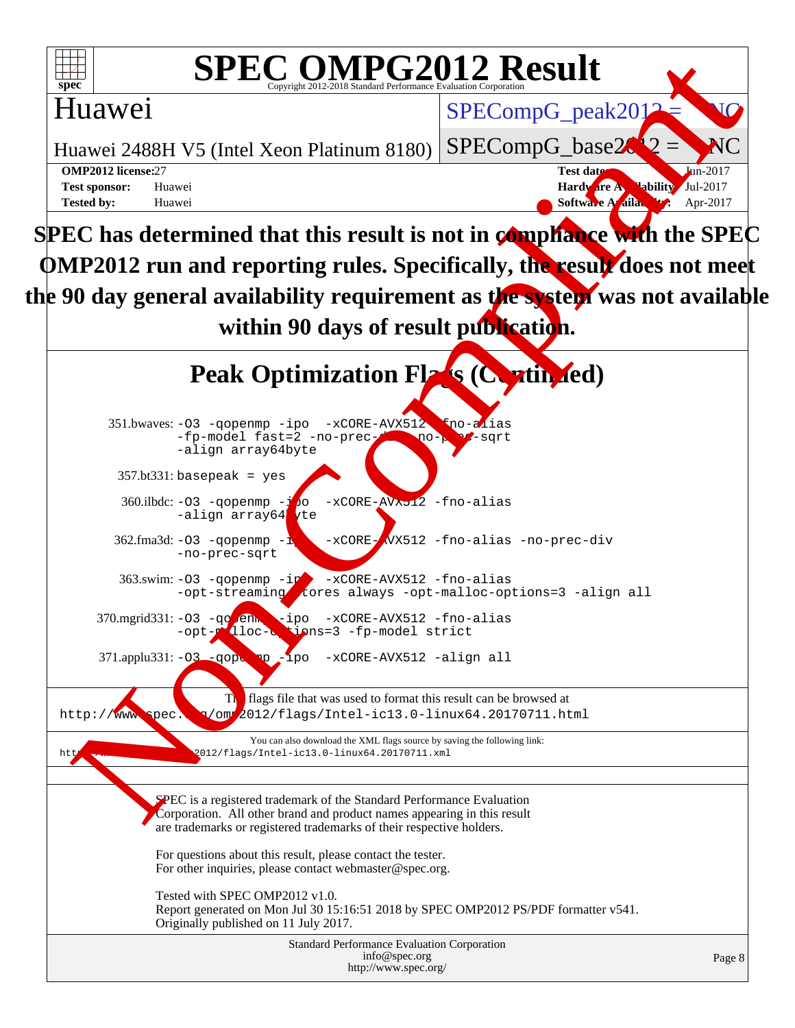# SPEC OMPG2012 Result

Copyright 2012-2018 Standard Performance Evaluation Corporation

Huawei

Huawei 2488H V5 (Intel Xeon Platinum 8180)

SPECompG_peak2012 = NC

SPECompG_base2012 = NC

**OMP2012 license:** 27
**Test sponsor:** Huawei
**Tested by:** Huawei

**Test date:** Jun-2017
**Hardware Availability:** Jul-2017
**Software Availability:** Apr-2017

**SPEC has determined that this result is not in compliance with the SPEC OMP2012 run and reporting rules. Specifically, the result does not meet the 90 day general availability requirement as the system was not available within 90 days of result publication.**

## Peak Optimization Flags (Continued)

351.bwaves: -O3 -qopenmp -ipo -xCORE-AVX512 -fno-alias -fp-model fast=2 -no-prec-div -no-prec-sqrt -align array64byte

357.bt331: basepeak = yes

360.ilbdc: -O3 -qopenmp -ipo -xCORE-AVX512 -fno-alias -align array64byte

362.fma3d: -O3 -qopenmp -ipo -xCORE-AVX512 -fno-alias -no-prec-div -no-prec-sqrt

363.swim: -O3 -qopenmp -ipo -xCORE-AVX512 -fno-alias -opt-streaming-stores always -opt-malloc-options=3 -align all

370.mgrid331: -O3 -qopenmp -ipo -xCORE-AVX512 -fno-alias -opt-malloc-options=3 -fp-model strict

371.applu331: -O3 -qopenmp -ipo -xCORE-AVX512 -align all

The flags file that was used to format this result can be browsed at
http://www.spec.org/omp2012/flags/Intel-ic13.0-linux64.20170711.html

You can also download the XML flags source by saving the following link:
http://www.spec.org/omp2012/flags/Intel-ic13.0-linux64.20170711.xml

SPEC is a registered trademark of the Standard Performance Evaluation Corporation. All other brand and product names appearing in this result are trademarks or registered trademarks of their respective holders.

For questions about this result, please contact the tester.
For other inquiries, please contact webmaster@spec.org.

Tested with SPEC OMP2012 v1.0.
Report generated on Mon Jul 30 15:16:51 2018 by SPEC OMP2012 PS/PDF formatter v541.
Originally published on 11 July 2017.